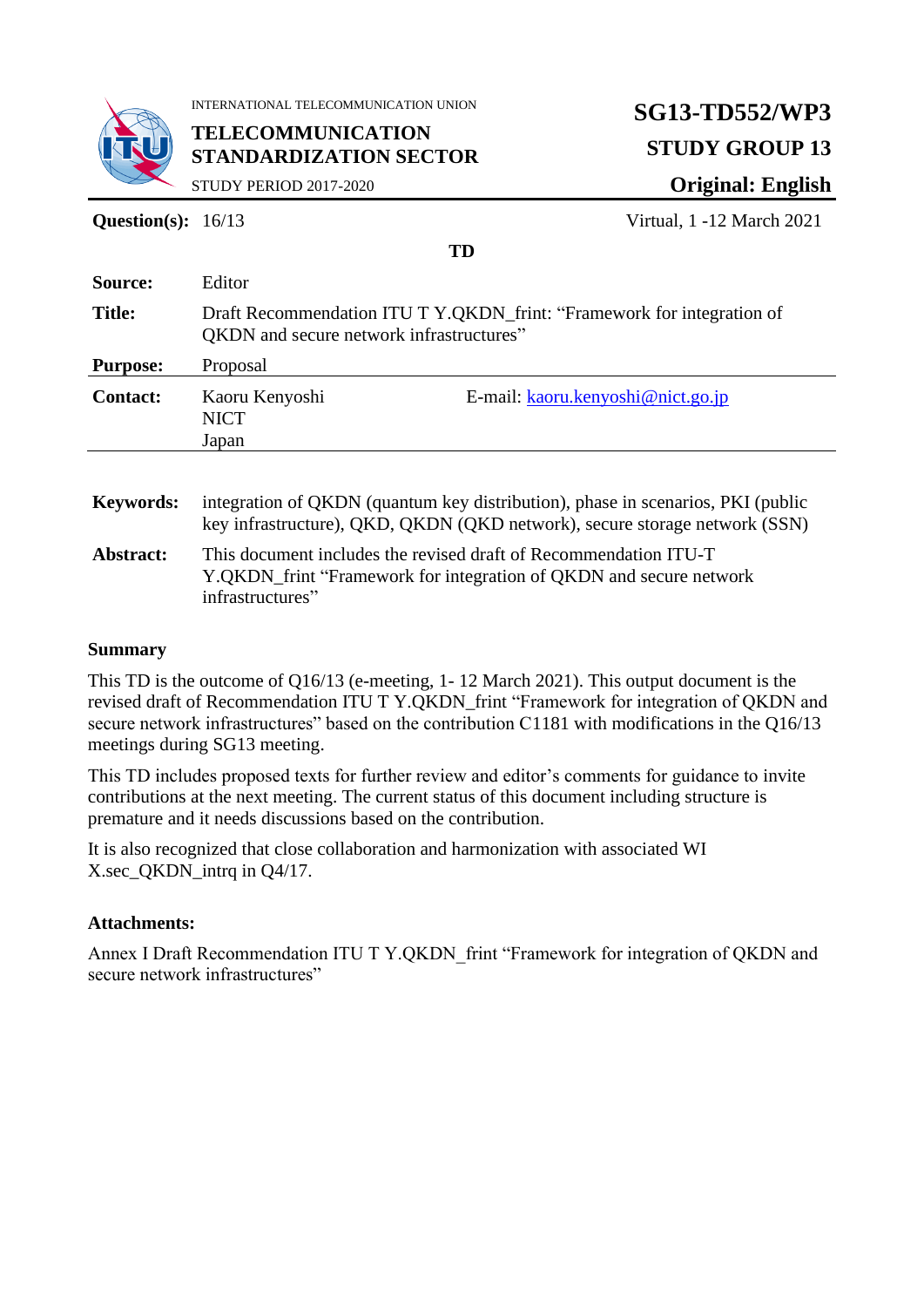INTERNATIONAL TELECOMMUNICATION UNION

**TELECOMMUNICATION STANDARDIZATION SECTOR**

STUDY PERIOD 2017-2020

**SG13-TD552/WP3**

**STUDY GROUP 13**

**Original: English**

| | | |
|---|---|---|
| **Question(s):** | 16/13 | Virtual, 1 -12 March 2021 |

**TD**

| | | |
|---|---|---|
| **Source:** | Editor | |
| **Title:** | Draft Recommendation ITU T Y.QKDN_frint: “Framework for integration of QKDN and secure network infrastructures” | |
| **Purpose:** | Proposal | |
| **Contact:** | Kaoru Kenyoshi<br>NICT<br>Japan | E-mail: kaoru.kenyoshi@nict.go.jp |

| | |
|---|---|
| **Keywords:** | integration of QKDN (quantum key distribution), phase in scenarios, PKI (public key infrastructure), QKD, QKDN (QKD network), secure storage network (SSN) |
| **Abstract:** | This document includes the revised draft of Recommendation ITU-T Y.QKDN_frint “Framework for integration of QKDN and secure network infrastructures” |

**Summary**

This TD is the outcome of Q16/13 (e-meeting, 1- 12 March 2021). This output document is the revised draft of Recommendation ITU T Y.QKDN_frint “Framework for integration of QKDN and secure network infrastructures” based on the contribution C1181 with modifications in the Q16/13 meetings during SG13 meeting.

This TD includes proposed texts for further review and editor’s comments for guidance to invite contributions at the next meeting. The current status of this document including structure is premature and it needs discussions based on the contribution.

It is also recognized that close collaboration and harmonization with associated WI X.sec_QKDN_intrq in Q4/17.

**Attachments:**

Annex I Draft Recommendation ITU T Y.QKDN_frint “Framework for integration of QKDN and secure network infrastructures”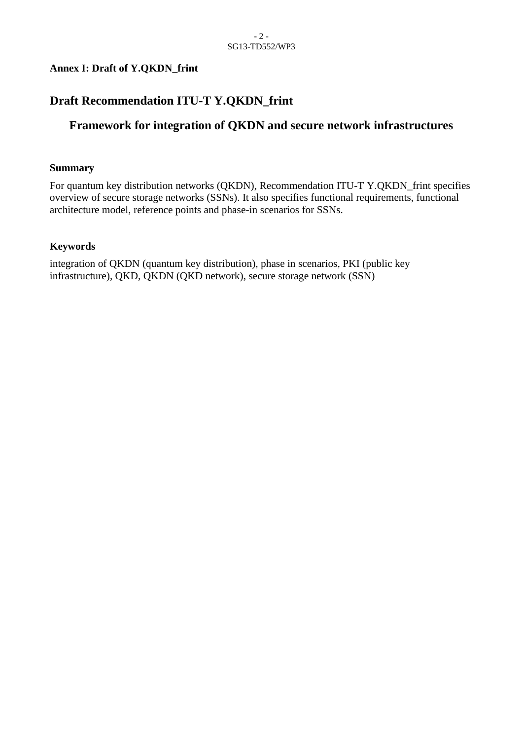**Annex I: Draft of Y.QKDN_frint**

# Draft Recommendation ITU-T Y.QKDN_frint

## Framework for integration of QKDN and secure network infrastructures

**Summary**

For quantum key distribution networks (QKDN), Recommendation ITU-T Y.QKDN_frint specifies overview of secure storage networks (SSNs). It also specifies functional requirements, functional architecture model, reference points and phase-in scenarios for SSNs.

**Keywords**

integration of QKDN (quantum key distribution), phase in scenarios, PKI (public key infrastructure), QKD, QKDN (QKD network), secure storage network (SSN)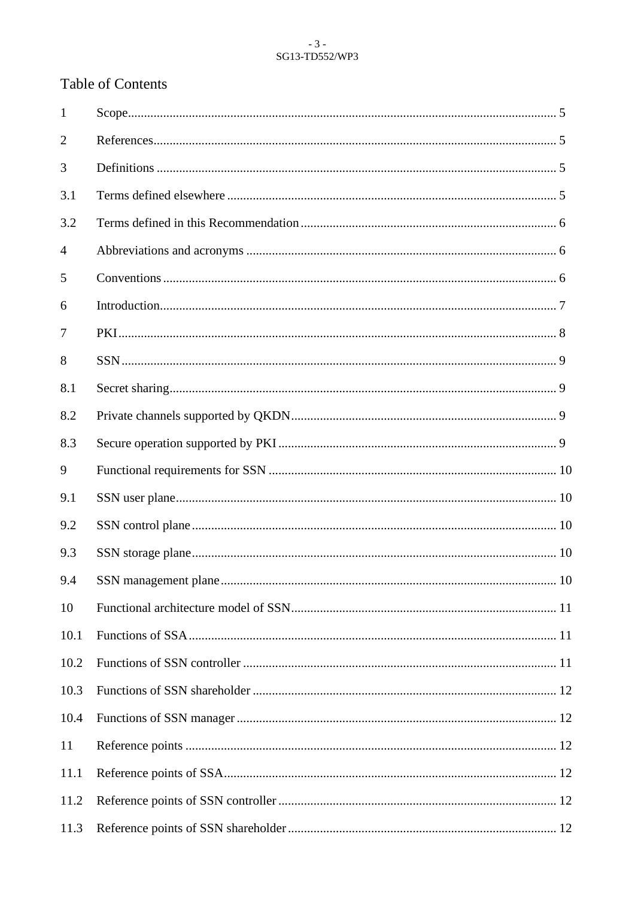# Table of Contents

1 Scope ... 5

2 References ... 5

3 Definitions ... 5

3.1 Terms defined elsewhere ... 5

3.2 Terms defined in this Recommendation ... 6

4 Abbreviations and acronyms ... 6

5 Conventions ... 6

6 Introduction ... 7

7 PKI ... 8

8 SSN ... 9

8.1 Secret sharing ... 9

8.2 Private channels supported by QKDN ... 9

8.3 Secure operation supported by PKI ... 9

9 Functional requirements for SSN ... 10

9.1 SSN user plane ... 10

9.2 SSN control plane ... 10

9.3 SSN storage plane ... 10

9.4 SSN management plane ... 10

10 Functional architecture model of SSN ... 11

10.1 Functions of SSA ... 11

10.2 Functions of SSN controller ... 11

10.3 Functions of SSN shareholder ... 12

10.4 Functions of SSN manager ... 12

11 Reference points ... 12

11.1 Reference points of SSA ... 12

11.2 Reference points of SSN controller ... 12

11.3 Reference points of SSN shareholder ... 12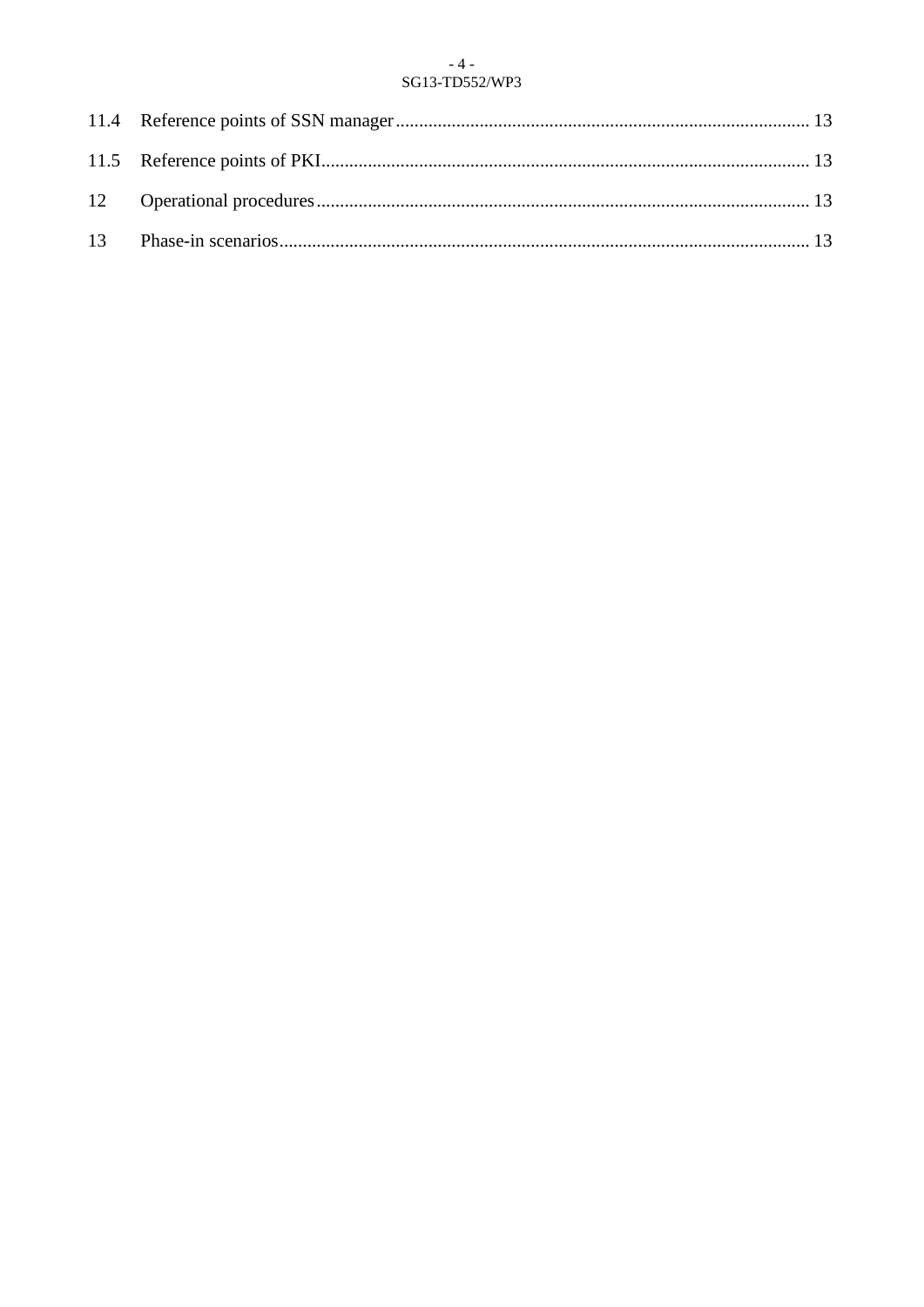11.4 Reference points of SSN manager ........................................................................................ 13

11.5 Reference points of PKI ....................................................................................................... 13

12 Operational procedures ......................................................................................................... 13

13 Phase-in scenarios ................................................................................................................. 13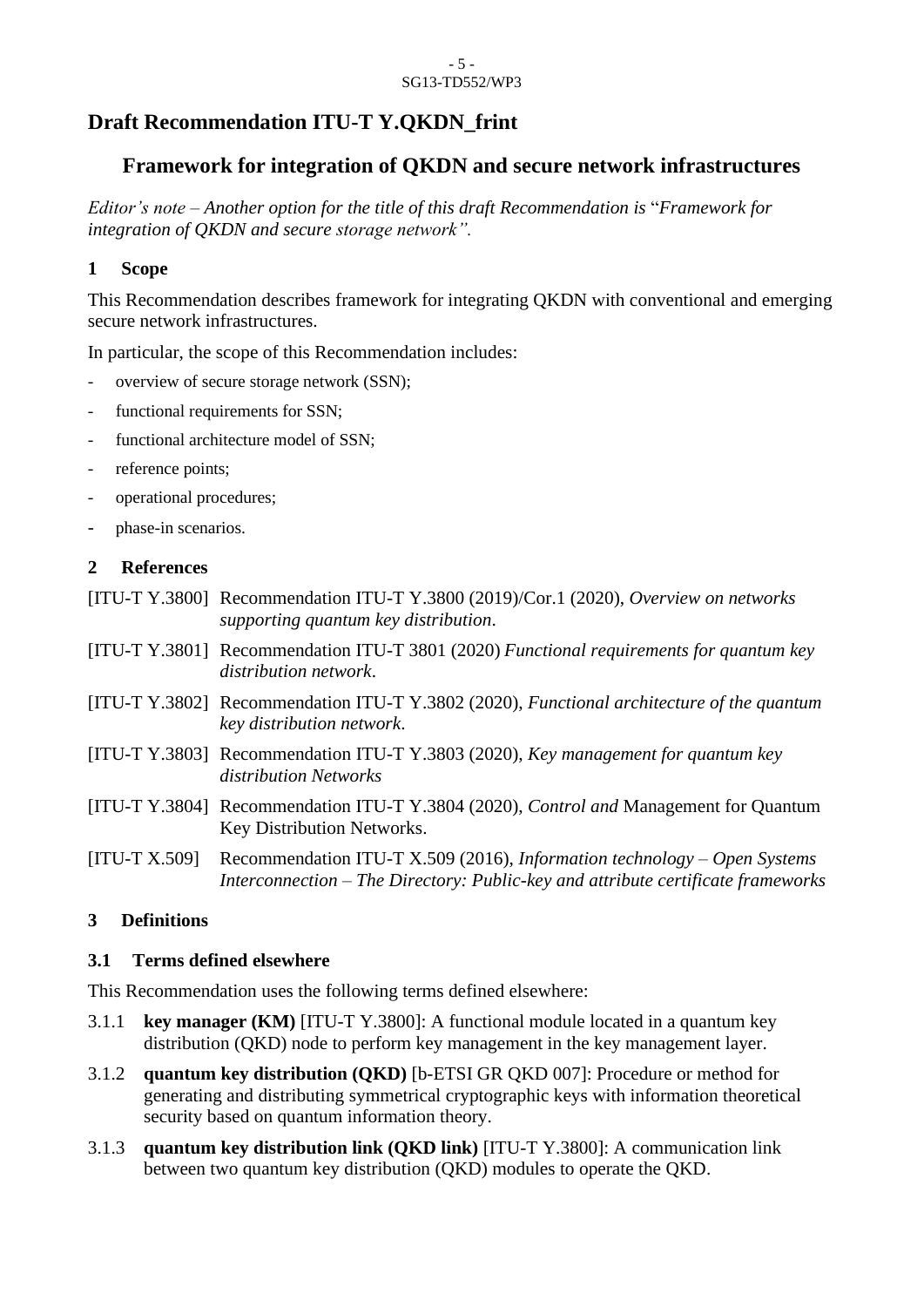# Draft Recommendation ITU-T Y.QKDN_frint

## Framework for integration of QKDN and secure network infrastructures

*Editor's note – Another option for the title of this draft Recommendation is "Framework for integration of QKDN and secure storage network".*

### 1 Scope

This Recommendation describes framework for integrating QKDN with conventional and emerging secure network infrastructures.

In particular, the scope of this Recommendation includes:

- overview of secure storage network (SSN);
- functional requirements for SSN;
- functional architecture model of SSN;
- reference points;
- operational procedures;
- phase-in scenarios.

### 2 References

[ITU-T Y.3800] Recommendation ITU-T Y.3800 (2019)/Cor.1 (2020), *Overview on networks supporting quantum key distribution*.

[ITU-T Y.3801] Recommendation ITU-T 3801 (2020) *Functional requirements for quantum key distribution network*.

[ITU-T Y.3802] Recommendation ITU-T Y.3802 (2020), *Functional architecture of the quantum key distribution network*.

[ITU-T Y.3803] Recommendation ITU-T Y.3803 (2020), *Key management for quantum key distribution Networks*

[ITU-T Y.3804] Recommendation ITU-T Y.3804 (2020), *Control and* Management for Quantum Key Distribution Networks.

[ITU-T X.509] Recommendation ITU-T X.509 (2016), *Information technology – Open Systems Interconnection – The Directory: Public-key and attribute certificate frameworks*

### 3 Definitions

#### 3.1 Terms defined elsewhere

This Recommendation uses the following terms defined elsewhere:

3.1.1 **key manager (KM)** [ITU-T Y.3800]: A functional module located in a quantum key distribution (QKD) node to perform key management in the key management layer.

3.1.2 **quantum key distribution (QKD)** [b-ETSI GR QKD 007]: Procedure or method for generating and distributing symmetrical cryptographic keys with information theoretical security based on quantum information theory.

3.1.3 **quantum key distribution link (QKD link)** [ITU-T Y.3800]: A communication link between two quantum key distribution (QKD) modules to operate the QKD.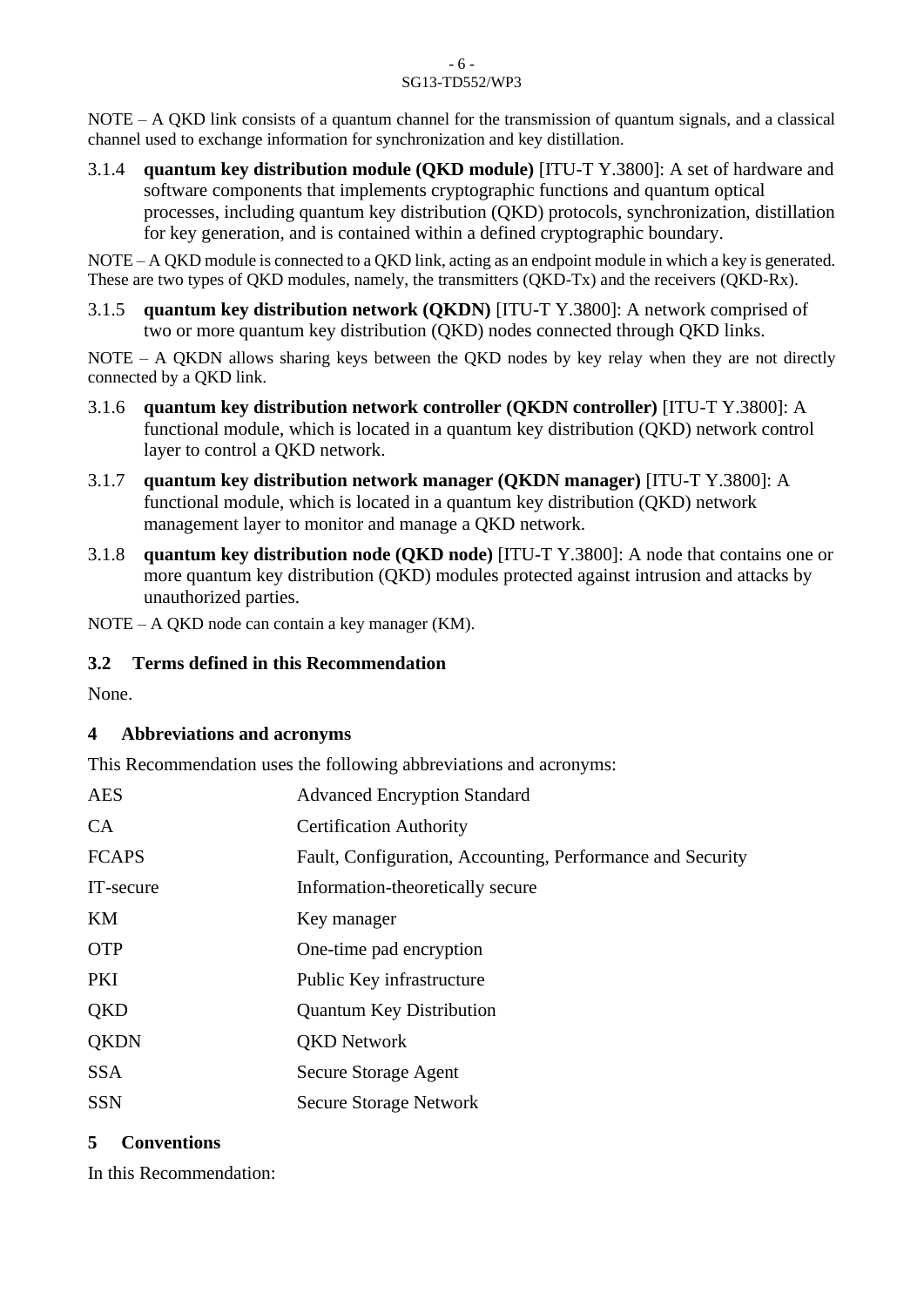NOTE – A QKD link consists of a quantum channel for the transmission of quantum signals, and a classical channel used to exchange information for synchronization and key distillation.

3.1.4 **quantum key distribution module (QKD module)** [ITU-T Y.3800]: A set of hardware and software components that implements cryptographic functions and quantum optical processes, including quantum key distribution (QKD) protocols, synchronization, distillation for key generation, and is contained within a defined cryptographic boundary.

NOTE – A QKD module is connected to a QKD link, acting as an endpoint module in which a key is generated. These are two types of QKD modules, namely, the transmitters (QKD-Tx) and the receivers (QKD-Rx).

3.1.5 **quantum key distribution network (QKDN)** [ITU-T Y.3800]: A network comprised of two or more quantum key distribution (QKD) nodes connected through QKD links.

NOTE – A QKDN allows sharing keys between the QKD nodes by key relay when they are not directly connected by a QKD link.

3.1.6 **quantum key distribution network controller (QKDN controller)** [ITU-T Y.3800]: A functional module, which is located in a quantum key distribution (QKD) network control layer to control a QKD network.

3.1.7 **quantum key distribution network manager (QKDN manager)** [ITU-T Y.3800]: A functional module, which is located in a quantum key distribution (QKD) network management layer to monitor and manage a QKD network.

3.1.8 **quantum key distribution node (QKD node)** [ITU-T Y.3800]: A node that contains one or more quantum key distribution (QKD) modules protected against intrusion and attacks by unauthorized parties.

NOTE – A QKD node can contain a key manager (KM).

### 3.2 Terms defined in this Recommendation

None.

## 4 Abbreviations and acronyms

This Recommendation uses the following abbreviations and acronyms:

| | |
|---|---|
| AES | Advanced Encryption Standard |
| CA | Certification Authority |
| FCAPS | Fault, Configuration, Accounting, Performance and Security |
| IT-secure | Information-theoretically secure |
| KM | Key manager |
| OTP | One-time pad encryption |
| PKI | Public Key infrastructure |
| QKD | Quantum Key Distribution |
| QKDN | QKD Network |
| SSA | Secure Storage Agent |
| SSN | Secure Storage Network |

## 5 Conventions

In this Recommendation: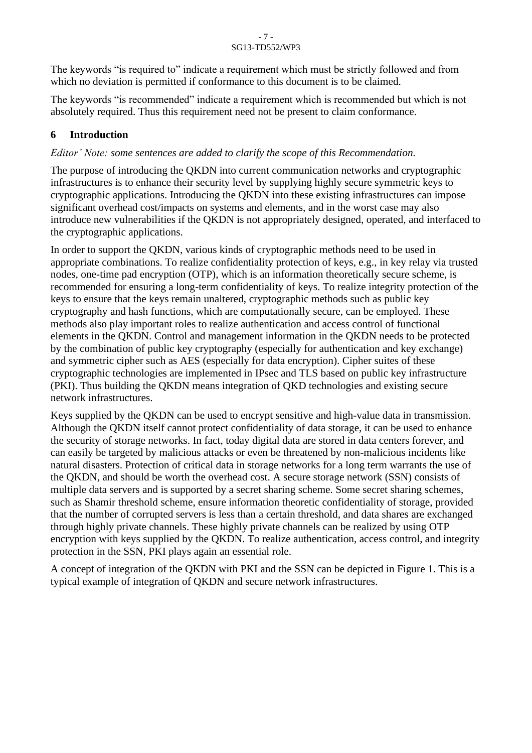The keywords "is required to" indicate a requirement which must be strictly followed and from which no deviation is permitted if conformance to this document is to be claimed.

The keywords "is recommended" indicate a requirement which is recommended but which is not absolutely required. Thus this requirement need not be present to claim conformance.

# 6 Introduction

*Editor' Note: some sentences are added to clarify the scope of this Recommendation.*

The purpose of introducing the QKDN into current communication networks and cryptographic infrastructures is to enhance their security level by supplying highly secure symmetric keys to cryptographic applications. Introducing the QKDN into these existing infrastructures can impose significant overhead cost/impacts on systems and elements, and in the worst case may also introduce new vulnerabilities if the QKDN is not appropriately designed, operated, and interfaced to the cryptographic applications.

In order to support the QKDN, various kinds of cryptographic methods need to be used in appropriate combinations. To realize confidentiality protection of keys, e.g., in key relay via trusted nodes, one-time pad encryption (OTP), which is an information theoretically secure scheme, is recommended for ensuring a long-term confidentiality of keys. To realize integrity protection of the keys to ensure that the keys remain unaltered, cryptographic methods such as public key cryptography and hash functions, which are computationally secure, can be employed. These methods also play important roles to realize authentication and access control of functional elements in the QKDN. Control and management information in the QKDN needs to be protected by the combination of public key cryptography (especially for authentication and key exchange) and symmetric cipher such as AES (especially for data encryption). Cipher suites of these cryptographic technologies are implemented in IPsec and TLS based on public key infrastructure (PKI). Thus building the QKDN means integration of QKD technologies and existing secure network infrastructures.

Keys supplied by the QKDN can be used to encrypt sensitive and high-value data in transmission. Although the QKDN itself cannot protect confidentiality of data storage, it can be used to enhance the security of storage networks. In fact, today digital data are stored in data centers forever, and can easily be targeted by malicious attacks or even be threatened by non-malicious incidents like natural disasters. Protection of critical data in storage networks for a long term warrants the use of the QKDN, and should be worth the overhead cost. A secure storage network (SSN) consists of multiple data servers and is supported by a secret sharing scheme. Some secret sharing schemes, such as Shamir threshold scheme, ensure information theoretic confidentiality of storage, provided that the number of corrupted servers is less than a certain threshold, and data shares are exchanged through highly private channels. These highly private channels can be realized by using OTP encryption with keys supplied by the QKDN. To realize authentication, access control, and integrity protection in the SSN, PKI plays again an essential role.

A concept of integration of the QKDN with PKI and the SSN can be depicted in Figure 1. This is a typical example of integration of QKDN and secure network infrastructures.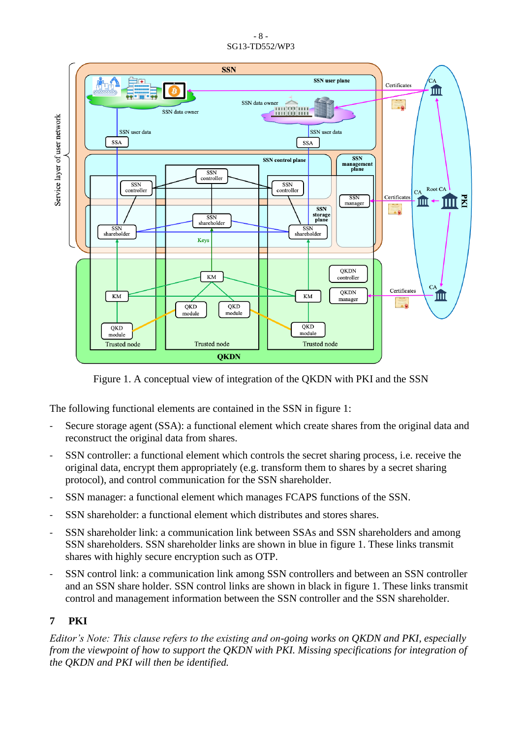Figure 1. A conceptual view of integration of the QKDN with PKI and the SSN

The following functional elements are contained in the SSN in figure 1:

- Secure storage agent (SSA): a functional element which create shares from the original data and reconstruct the original data from shares.
- SSN controller: a functional element which controls the secret sharing process, i.e. receive the original data, encrypt them appropriately (e.g. transform them to shares by a secret sharing protocol), and control communication for the SSN shareholder.
- SSN manager: a functional element which manages FCAPS functions of the SSN.
- SSN shareholder: a functional element which distributes and stores shares.
- SSN shareholder link: a communication link between SSAs and SSN shareholders and among SSN shareholders. SSN shareholder links are shown in blue in figure 1. These links transmit shares with highly secure encryption such as OTP.
- SSN control link: a communication link among SSN controllers and between an SSN controller and an SSN share holder. SSN control links are shown in black in figure 1. These links transmit control and management information between the SSN controller and the SSN shareholder.

## 7 PKI

*Editor's Note: This clause refers to the existing and on-going works on QKDN and PKI, especially from the viewpoint of how to support the QKDN with PKI. Missing specifications for integration of the QKDN and PKI will then be identified.*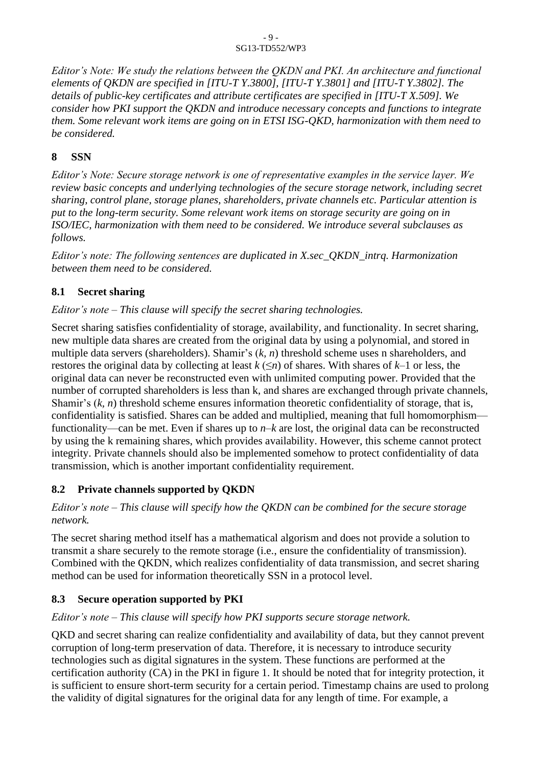*Editor's Note: We study the relations between the QKDN and PKI. An architecture and functional elements of QKDN are specified in [ITU-T Y.3800], [ITU-T Y.3801] and [ITU-T Y.3802]. The details of public-key certificates and attribute certificates are specified in [ITU-T X.509]. We consider how PKI support the QKDN and introduce necessary concepts and functions to integrate them. Some relevant work items are going on in ETSI ISG-QKD, harmonization with them need to be considered.*

## 8 SSN

*Editor's Note: Secure storage network is one of representative examples in the service layer. We review basic concepts and underlying technologies of the secure storage network, including secret sharing, control plane, storage planes, shareholders, private channels etc. Particular attention is put to the long-term security. Some relevant work items on storage security are going on in ISO/IEC, harmonization with them need to be considered. We introduce several subclauses as follows.*

*Editor's note: The following sentences are duplicated in X.sec_QKDN_intrq. Harmonization between them need to be considered.*

### 8.1 Secret sharing

*Editor's note – This clause will specify the secret sharing technologies.*

Secret sharing satisfies confidentiality of storage, availability, and functionality. In secret sharing, new multiple data shares are created from the original data by using a polynomial, and stored in multiple data servers (shareholders). Shamir's ($k$, $n$) threshold scheme uses n shareholders, and restores the original data by collecting at least $k$ ($\leq n$) of shares. With shares of $k$–1 or less, the original data can never be reconstructed even with unlimited computing power. Provided that the number of corrupted shareholders is less than k, and shares are exchanged through private channels, Shamir's ($k$, $n$) threshold scheme ensures information theoretic confidentiality of storage, that is, confidentiality is satisfied. Shares can be added and multiplied, meaning that full homomorphism—functionality—can be met. Even if shares up to $n$–$k$ are lost, the original data can be reconstructed by using the k remaining shares, which provides availability. However, this scheme cannot protect integrity. Private channels should also be implemented somehow to protect confidentiality of data transmission, which is another important confidentiality requirement.

### 8.2 Private channels supported by QKDN

*Editor's note – This clause will specify how the QKDN can be combined for the secure storage network.*

The secret sharing method itself has a mathematical algorism and does not provide a solution to transmit a share securely to the remote storage (i.e., ensure the confidentiality of transmission). Combined with the QKDN, which realizes confidentiality of data transmission, and secret sharing method can be used for information theoretically SSN in a protocol level.

### 8.3 Secure operation supported by PKI

*Editor's note – This clause will specify how PKI supports secure storage network.*

QKD and secret sharing can realize confidentiality and availability of data, but they cannot prevent corruption of long-term preservation of data. Therefore, it is necessary to introduce security technologies such as digital signatures in the system. These functions are performed at the certification authority (CA) in the PKI in figure 1. It should be noted that for integrity protection, it is sufficient to ensure short-term security for a certain period. Timestamp chains are used to prolong the validity of digital signatures for the original data for any length of time. For example, a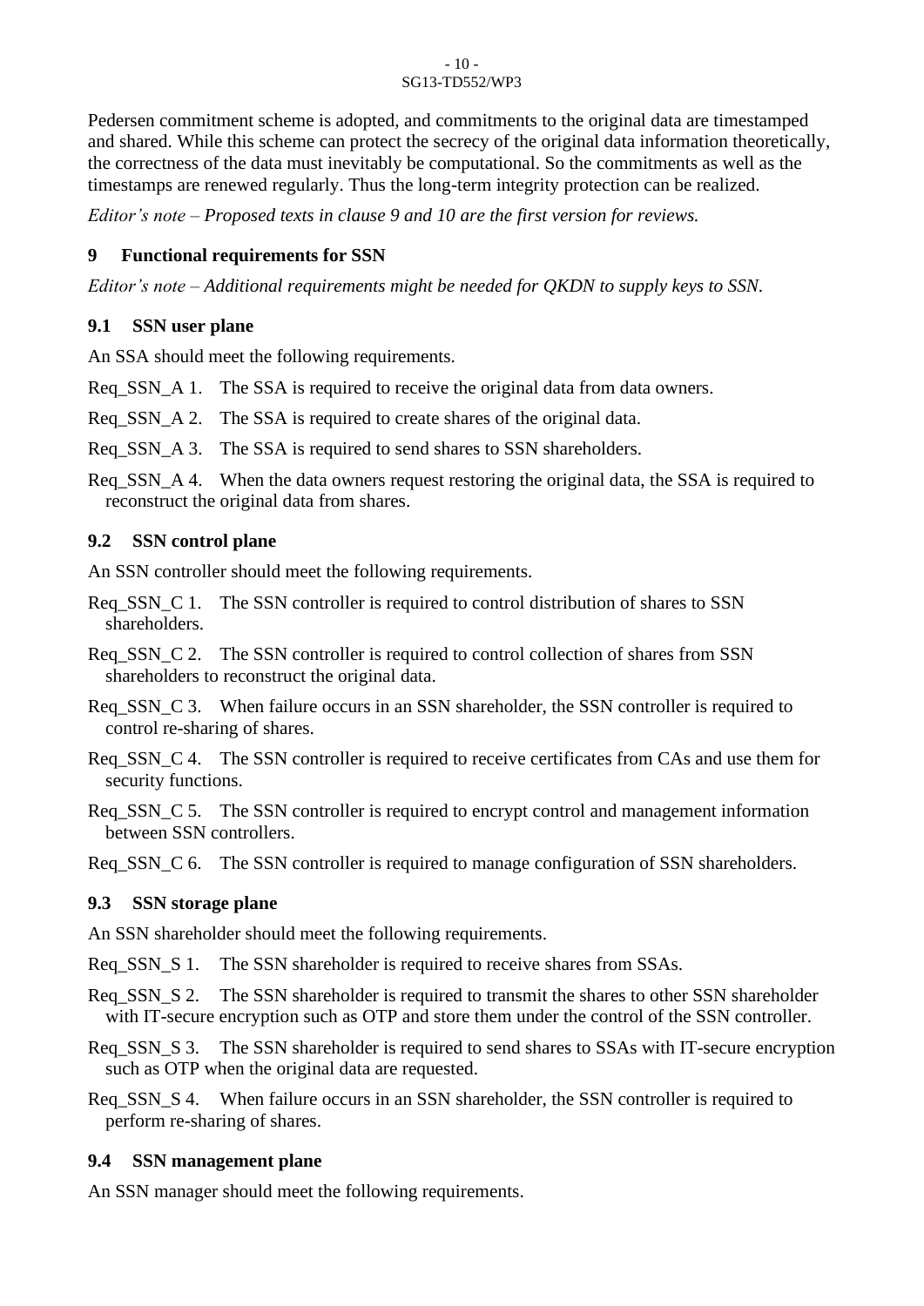Pedersen commitment scheme is adopted, and commitments to the original data are timestamped and shared. While this scheme can protect the secrecy of the original data information theoretically, the correctness of the data must inevitably be computational. So the commitments as well as the timestamps are renewed regularly. Thus the long-term integrity protection can be realized.

*Editor's note – Proposed texts in clause 9 and 10 are the first version for reviews.*

## 9 Functional requirements for SSN

*Editor's note – Additional requirements might be needed for QKDN to supply keys to SSN.*

### 9.1 SSN user plane

An SSA should meet the following requirements.

Req_SSN_A 1. The SSA is required to receive the original data from data owners.

Req_SSN_A 2. The SSA is required to create shares of the original data.

Req_SSN_A 3. The SSA is required to send shares to SSN shareholders.

Req_SSN_A 4. When the data owners request restoring the original data, the SSA is required to reconstruct the original data from shares.

### 9.2 SSN control plane

An SSN controller should meet the following requirements.

Req_SSN_C 1. The SSN controller is required to control distribution of shares to SSN shareholders.

Req_SSN_C 2. The SSN controller is required to control collection of shares from SSN shareholders to reconstruct the original data.

Req_SSN_C 3. When failure occurs in an SSN shareholder, the SSN controller is required to control re-sharing of shares.

Req_SSN_C 4. The SSN controller is required to receive certificates from CAs and use them for security functions.

Req_SSN_C 5. The SSN controller is required to encrypt control and management information between SSN controllers.

Req_SSN_C 6. The SSN controller is required to manage configuration of SSN shareholders.

### 9.3 SSN storage plane

An SSN shareholder should meet the following requirements.

Req_SSN_S 1. The SSN shareholder is required to receive shares from SSAs.

Req_SSN_S 2. The SSN shareholder is required to transmit the shares to other SSN shareholder with IT-secure encryption such as OTP and store them under the control of the SSN controller.

Req_SSN_S 3. The SSN shareholder is required to send shares to SSAs with IT-secure encryption such as OTP when the original data are requested.

Req_SSN_S 4. When failure occurs in an SSN shareholder, the SSN controller is required to perform re-sharing of shares.

### 9.4 SSN management plane

An SSN manager should meet the following requirements.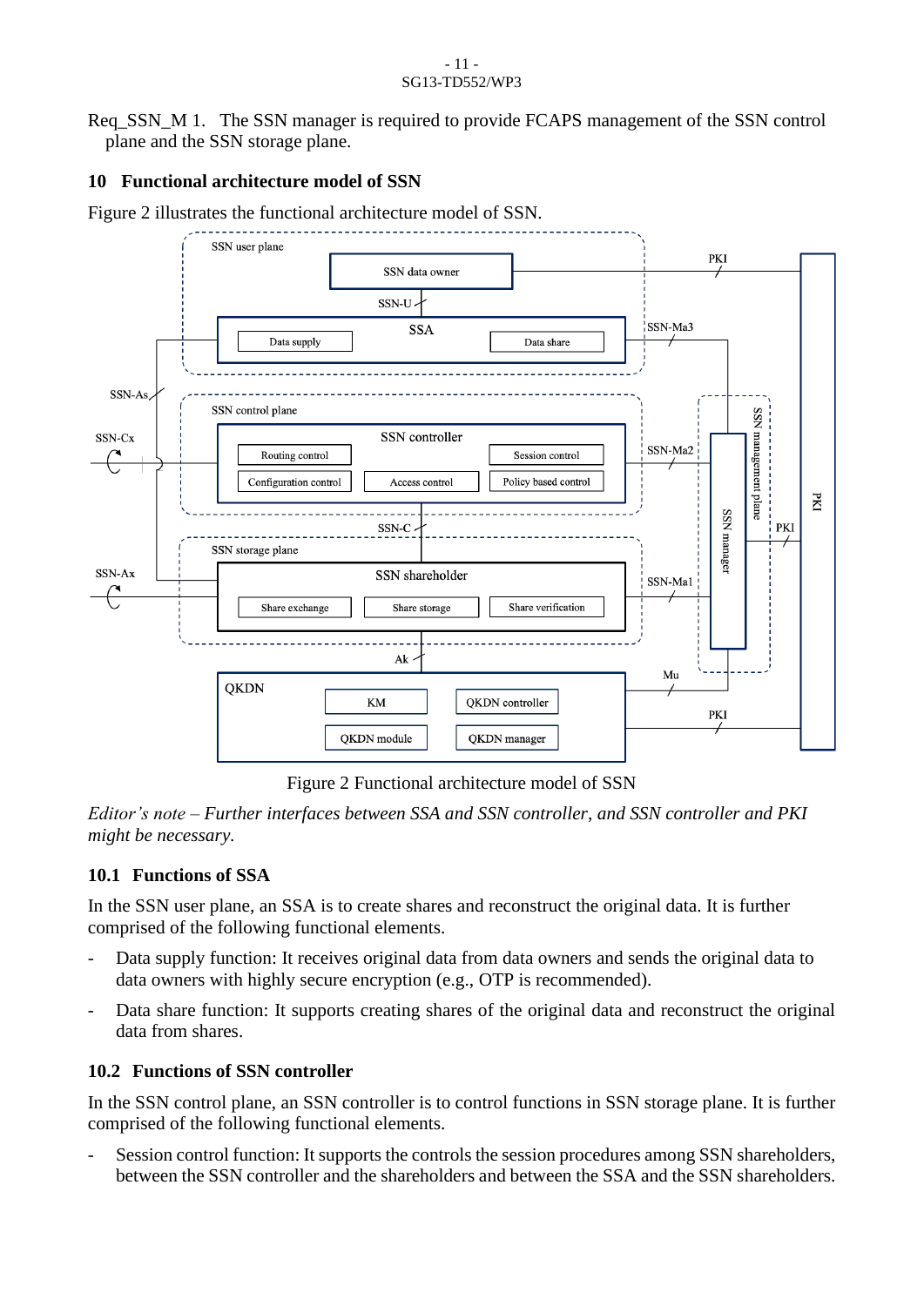Req_SSN_M 1. The SSN manager is required to provide FCAPS management of the SSN control plane and the SSN storage plane.

## 10 Functional architecture model of SSN

Figure 2 illustrates the functional architecture model of SSN.

SSN user plane
SSN data owner
SSN-U
SSA
Data supply
Data share
PKI
SSN-Ma3
SSN-As
SSN control plane
SSN controller
Routing control
Session control
Configuration control
Access control
Policy based control
SSN-Cx
SSN-Ma2
SSN management plane
SSN manager
PKI
SSN-C
SSN storage plane
SSN shareholder
Share exchange
Share storage
Share verification
SSN-Ax
SSN-Ma1
PKI
Ak
Mu
QKDN
KM
QKDN controller
QKDN module
QKDN manager
PKI

Figure 2 Functional architecture model of SSN

*Editor's note – Further interfaces between SSA and SSN controller, and SSN controller and PKI might be necessary.*

### 10.1 Functions of SSA

In the SSN user plane, an SSA is to create shares and reconstruct the original data. It is further comprised of the following functional elements.

- Data supply function: It receives original data from data owners and sends the original data to data owners with highly secure encryption (e.g., OTP is recommended).
- Data share function: It supports creating shares of the original data and reconstruct the original data from shares.

### 10.2 Functions of SSN controller

In the SSN control plane, an SSN controller is to control functions in SSN storage plane. It is further comprised of the following functional elements.

- Session control function: It supports the controls the session procedures among SSN shareholders, between the SSN controller and the shareholders and between the SSA and the SSN shareholders.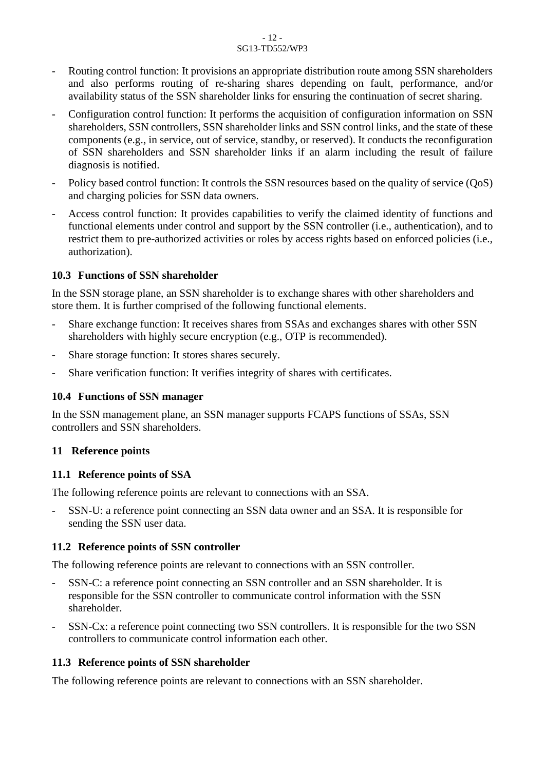- Routing control function: It provisions an appropriate distribution route among SSN shareholders and also performs routing of re-sharing shares depending on fault, performance, and/or availability status of the SSN shareholder links for ensuring the continuation of secret sharing.

- Configuration control function: It performs the acquisition of configuration information on SSN shareholders, SSN controllers, SSN shareholder links and SSN control links, and the state of these components (e.g., in service, out of service, standby, or reserved). It conducts the reconfiguration of SSN shareholders and SSN shareholder links if an alarm including the result of failure diagnosis is notified.

- Policy based control function: It controls the SSN resources based on the quality of service (QoS) and charging policies for SSN data owners.

- Access control function: It provides capabilities to verify the claimed identity of functions and functional elements under control and support by the SSN controller (i.e., authentication), and to restrict them to pre-authorized activities or roles by access rights based on enforced policies (i.e., authorization).

### 10.3 Functions of SSN shareholder

In the SSN storage plane, an SSN shareholder is to exchange shares with other shareholders and store them. It is further comprised of the following functional elements.

- Share exchange function: It receives shares from SSAs and exchanges shares with other SSN shareholders with highly secure encryption (e.g., OTP is recommended).

- Share storage function: It stores shares securely.

- Share verification function: It verifies integrity of shares with certificates.

### 10.4 Functions of SSN manager

In the SSN management plane, an SSN manager supports FCAPS functions of SSAs, SSN controllers and SSN shareholders.

## 11 Reference points

### 11.1 Reference points of SSA

The following reference points are relevant to connections with an SSA.

- SSN-U: a reference point connecting an SSN data owner and an SSA. It is responsible for sending the SSN user data.

### 11.2 Reference points of SSN controller

The following reference points are relevant to connections with an SSN controller.

- SSN-C: a reference point connecting an SSN controller and an SSN shareholder. It is responsible for the SSN controller to communicate control information with the SSN shareholder.

- SSN-Cx: a reference point connecting two SSN controllers. It is responsible for the two SSN controllers to communicate control information each other.

### 11.3 Reference points of SSN shareholder

The following reference points are relevant to connections with an SSN shareholder.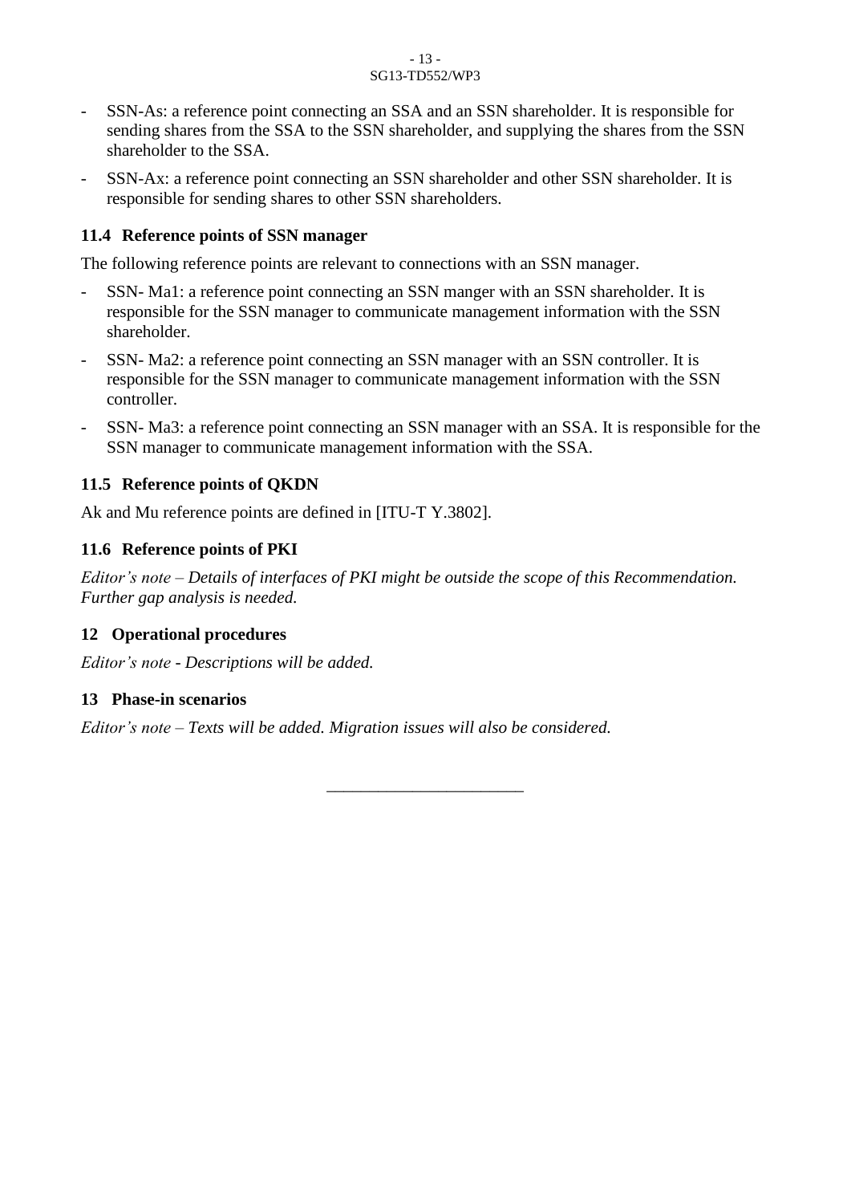- SSN-As: a reference point connecting an SSA and an SSN shareholder. It is responsible for sending shares from the SSA to the SSN shareholder, and supplying the shares from the SSN shareholder to the SSA.
- SSN-Ax: a reference point connecting an SSN shareholder and other SSN shareholder. It is responsible for sending shares to other SSN shareholders.

### 11.4 Reference points of SSN manager

The following reference points are relevant to connections with an SSN manager.

- SSN- Ma1: a reference point connecting an SSN manger with an SSN shareholder. It is responsible for the SSN manager to communicate management information with the SSN shareholder.
- SSN- Ma2: a reference point connecting an SSN manager with an SSN controller. It is responsible for the SSN manager to communicate management information with the SSN controller.
- SSN- Ma3: a reference point connecting an SSN manager with an SSA. It is responsible for the SSN manager to communicate management information with the SSA.

### 11.5 Reference points of QKDN

Ak and Mu reference points are defined in [ITU-T Y.3802].

### 11.6 Reference points of PKI

*Editor's note – Details of interfaces of PKI might be outside the scope of this Recommendation. Further gap analysis is needed.*

## 12 Operational procedures

*Editor's note - Descriptions will be added.*

## 13 Phase-in scenarios

*Editor's note – Texts will be added. Migration issues will also be considered.*

\_\_\_\_\_\_\_\_\_\_\_\_\_\_\_\_\_\_\_\_\_\_\_